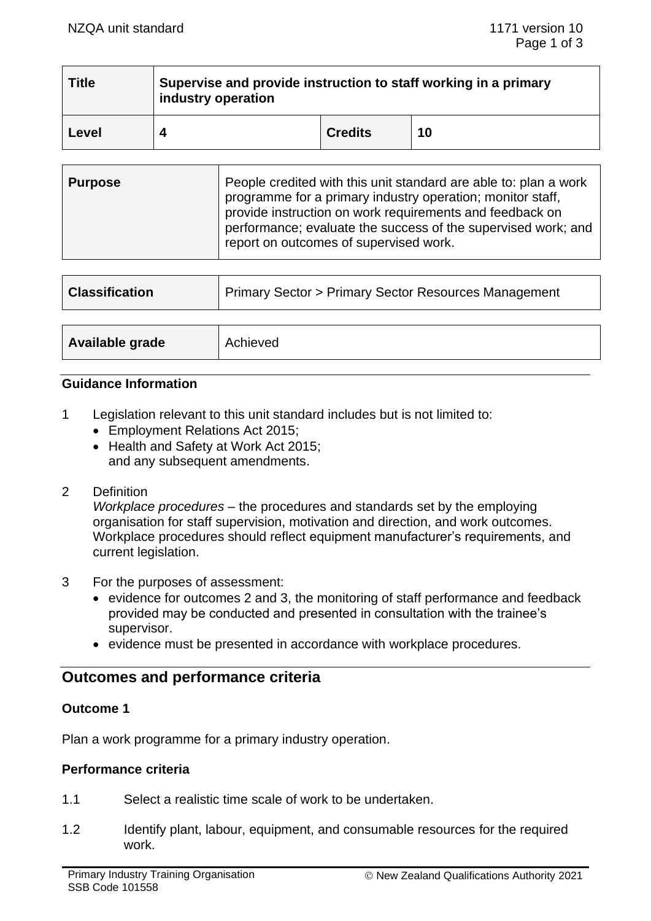| Title | Supervise and provide instruction to staff working in a primary industry operation | | |
|---|---|---|---|
| Level | 4 | Credits | 10 |

| Purpose | People credited with this unit standard are able to: plan a work programme for a primary industry operation; monitor staff, provide instruction on work requirements and feedback on performance; evaluate the success of the supervised work; and report on outcomes of supervised work. |
|---|---|

| Classification | Primary Sector > Primary Sector Resources Management |
|---|---|

| Available grade | Achieved |
|---|---|

### Guidance Information

1. Legislation relevant to this unit standard includes but is not limited to:
   - Employment Relations Act 2015;
   - Health and Safety at Work Act 2015;

   and any subsequent amendments.

2. Definition

   *Workplace procedures* – the procedures and standards set by the employing organisation for staff supervision, motivation and direction, and work outcomes. Workplace procedures should reflect equipment manufacturer's requirements, and current legislation.

3. For the purposes of assessment:
   - evidence for outcomes 2 and 3, the monitoring of staff performance and feedback provided may be conducted and presented in consultation with the trainee's supervisor.
   - evidence must be presented in accordance with workplace procedures.

## Outcomes and performance criteria

### Outcome 1

Plan a work programme for a primary industry operation.

### Performance criteria

1.1 Select a realistic time scale of work to be undertaken.

1.2 Identify plant, labour, equipment, and consumable resources for the required work.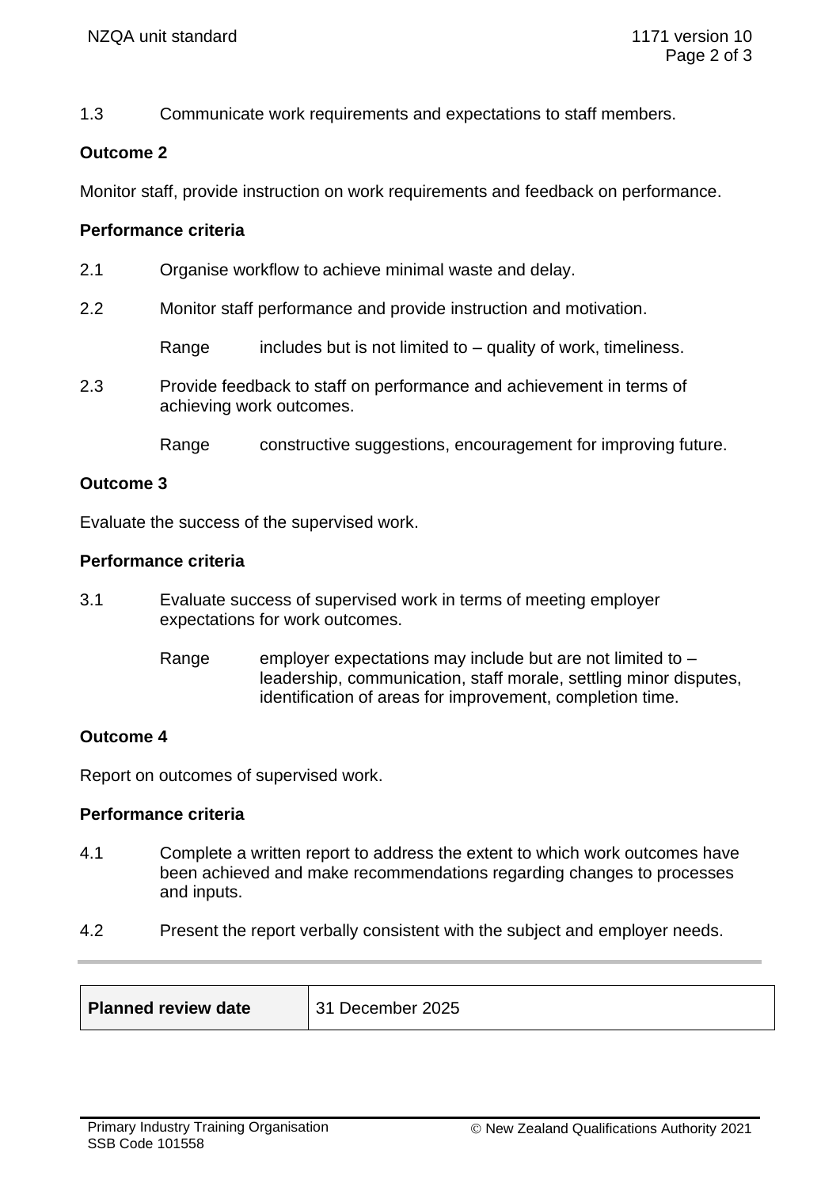1.3 Communicate work requirements and expectations to staff members.

**Outcome 2**

Monitor staff, provide instruction on work requirements and feedback on performance.

**Performance criteria**

2.1 Organise workflow to achieve minimal waste and delay.

2.2 Monitor staff performance and provide instruction and motivation.

Range includes but is not limited to – quality of work, timeliness.

2.3 Provide feedback to staff on performance and achievement in terms of achieving work outcomes.

Range constructive suggestions, encouragement for improving future.

**Outcome 3**

Evaluate the success of the supervised work.

**Performance criteria**

3.1 Evaluate success of supervised work in terms of meeting employer expectations for work outcomes.

Range employer expectations may include but are not limited to – leadership, communication, staff morale, settling minor disputes, identification of areas for improvement, completion time.

**Outcome 4**

Report on outcomes of supervised work.

**Performance criteria**

4.1 Complete a written report to address the extent to which work outcomes have been achieved and make recommendations regarding changes to processes and inputs.

4.2 Present the report verbally consistent with the subject and employer needs.

| **Planned review date** | 31 December 2025 |
| --- | --- |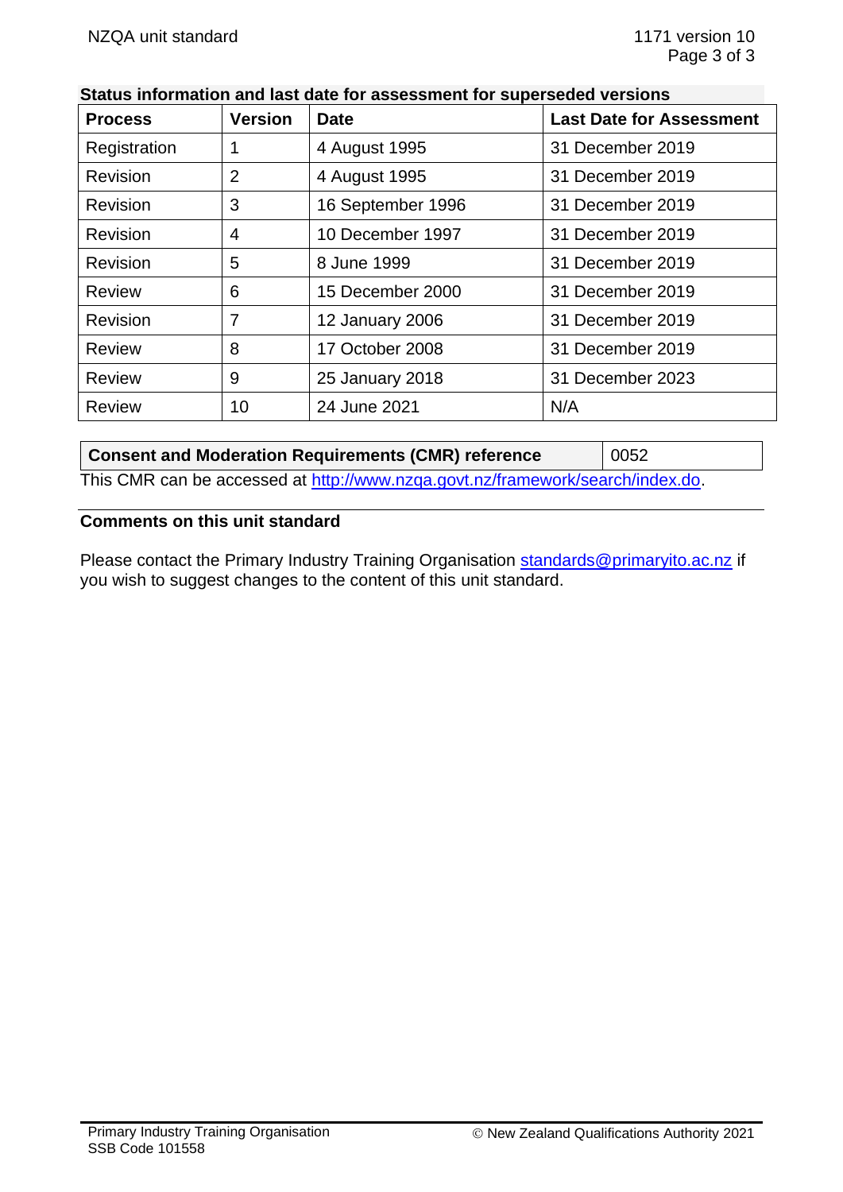**Status information and last date for assessment for superseded versions**

| Process | Version | Date | Last Date for Assessment |
|---|---|---|---|
| Registration | 1 | 4 August 1995 | 31 December 2019 |
| Revision | 2 | 4 August 1995 | 31 December 2019 |
| Revision | 3 | 16 September 1996 | 31 December 2019 |
| Revision | 4 | 10 December 1997 | 31 December 2019 |
| Revision | 5 | 8 June 1999 | 31 December 2019 |
| Review | 6 | 15 December 2000 | 31 December 2019 |
| Revision | 7 | 12 January 2006 | 31 December 2019 |
| Review | 8 | 17 October 2008 | 31 December 2019 |
| Review | 9 | 25 January 2018 | 31 December 2023 |
| Review | 10 | 24 June 2021 | N/A |

| | |
|---|---|
| **Consent and Moderation Requirements (CMR) reference** | 0052 |

This CMR can be accessed at http://www.nzqa.govt.nz/framework/search/index.do.

**Comments on this unit standard**

Please contact the Primary Industry Training Organisation standards@primaryito.ac.nz if you wish to suggest changes to the content of this unit standard.